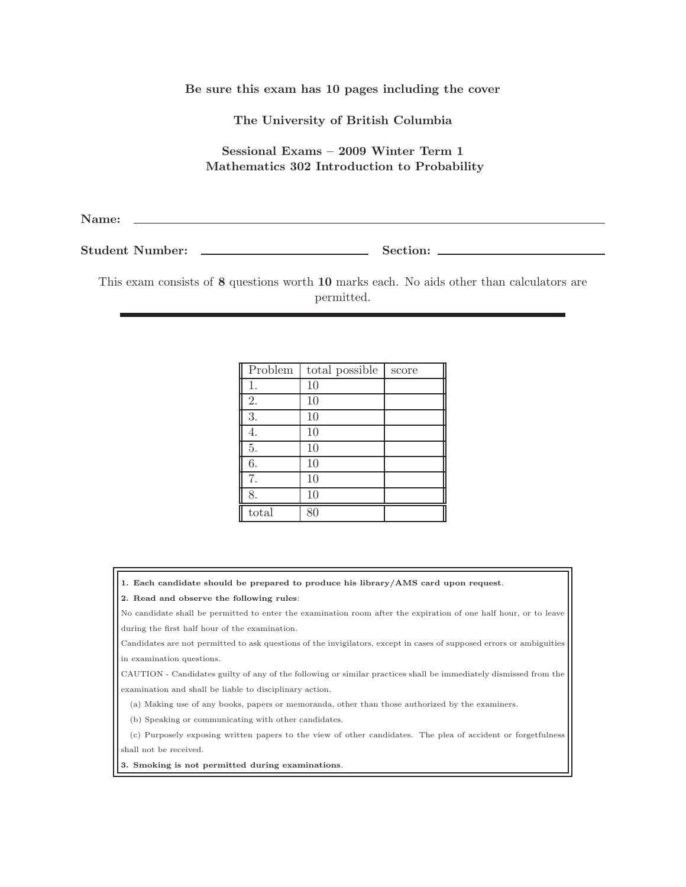**Be sure this exam has 10 pages including the cover**

**The University of British Columbia**

**Sessional Exams – 2009 Winter Term 1**
**Mathematics 302 Introduction to Probability**

**Name:** \_\_\_\_\_\_\_\_\_\_\_\_\_\_\_\_\_\_\_\_\_\_\_\_\_\_\_\_\_\_\_\_\_\_\_\_\_\_\_\_

**Student Number:** \_\_\_\_\_\_\_\_\_\_\_\_\_\_\_\_\_\_\_\_ **Section:** \_\_\_\_\_\_\_\_\_\_\_\_\_\_\_\_\_\_\_\_

This exam consists of **8** questions worth **10** marks each. No aids other than calculators are permitted.

| Problem | total possible | score |
| --- | --- | --- |
| 1. | 10 | |
| 2. | 10 | |
| 3. | 10 | |
| 4. | 10 | |
| 5. | 10 | |
| 6. | 10 | |
| 7. | 10 | |
| 8. | 10 | |
| total | 80 | |

**1. Each candidate should be prepared to produce his library/AMS card upon request.**

**2. Read and observe the following rules:**

No candidate shall be permitted to enter the examination room after the expiration of one half hour, or to leave during the first half hour of the examination.

Candidates are not permitted to ask questions of the invigilators, except in cases of supposed errors or ambiguities in examination questions.

CAUTION - Candidates guilty of any of the following or similar practices shall be immediately dismissed from the examination and shall be liable to disciplinary action.

(a) Making use of any books, papers or memoranda, other than those authorized by the examiners.

(b) Speaking or communicating with other candidates.

(c) Purposely exposing written papers to the view of other candidates. The plea of accident or forgetfulness shall not be received.

**3. Smoking is not permitted during examinations.**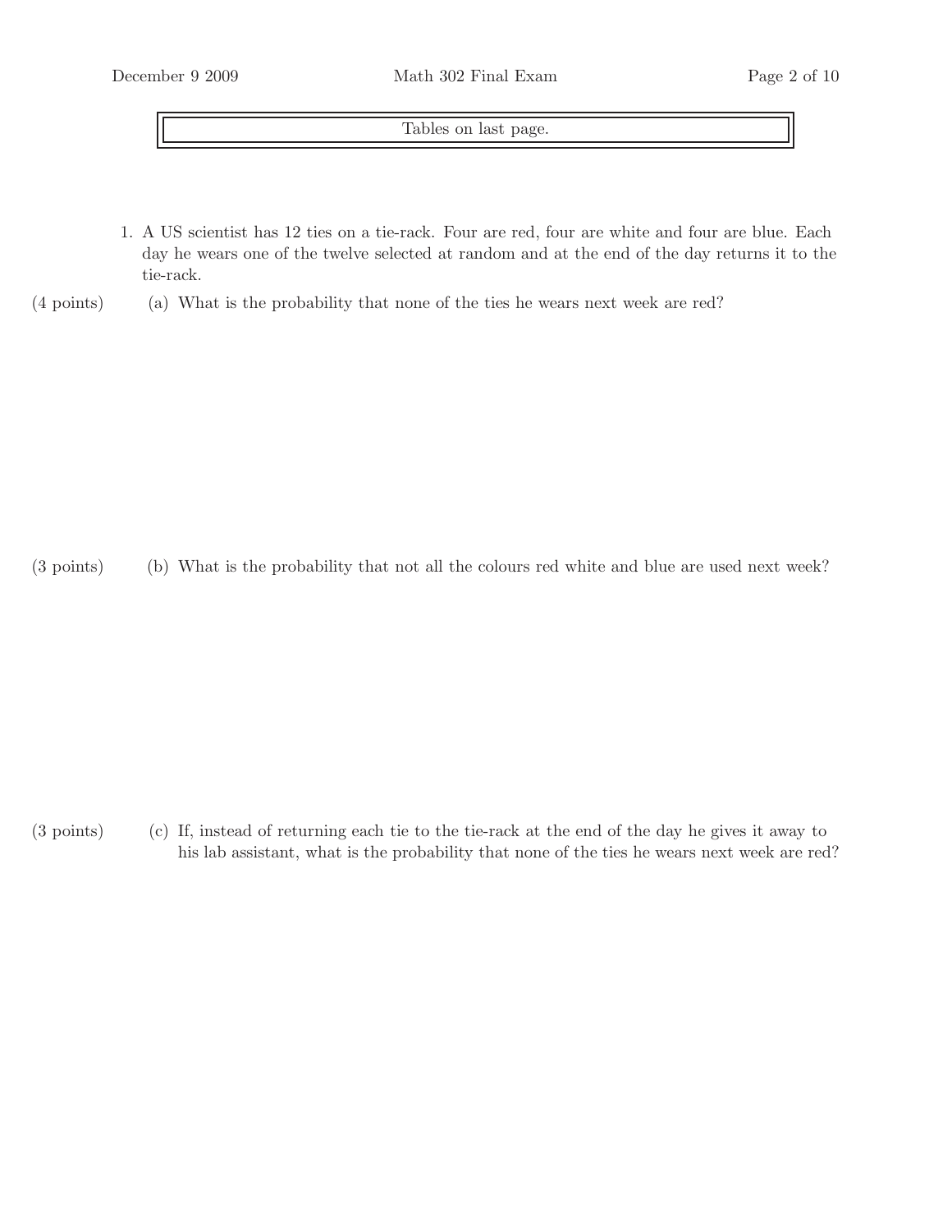Tables on last page.

1. A US scientist has 12 ties on a tie-rack. Four are red, four are white and four are blue. Each day he wears one of the twelve selected at random and at the end of the day returns it to the tie-rack.

(4 points) (a) What is the probability that none of the ties he wears next week are red?

(3 points) (b) What is the probability that not all the colours red white and blue are used next week?

(3 points) (c) If, instead of returning each tie to the tie-rack at the end of the day he gives it away to his lab assistant, what is the probability that none of the ties he wears next week are red?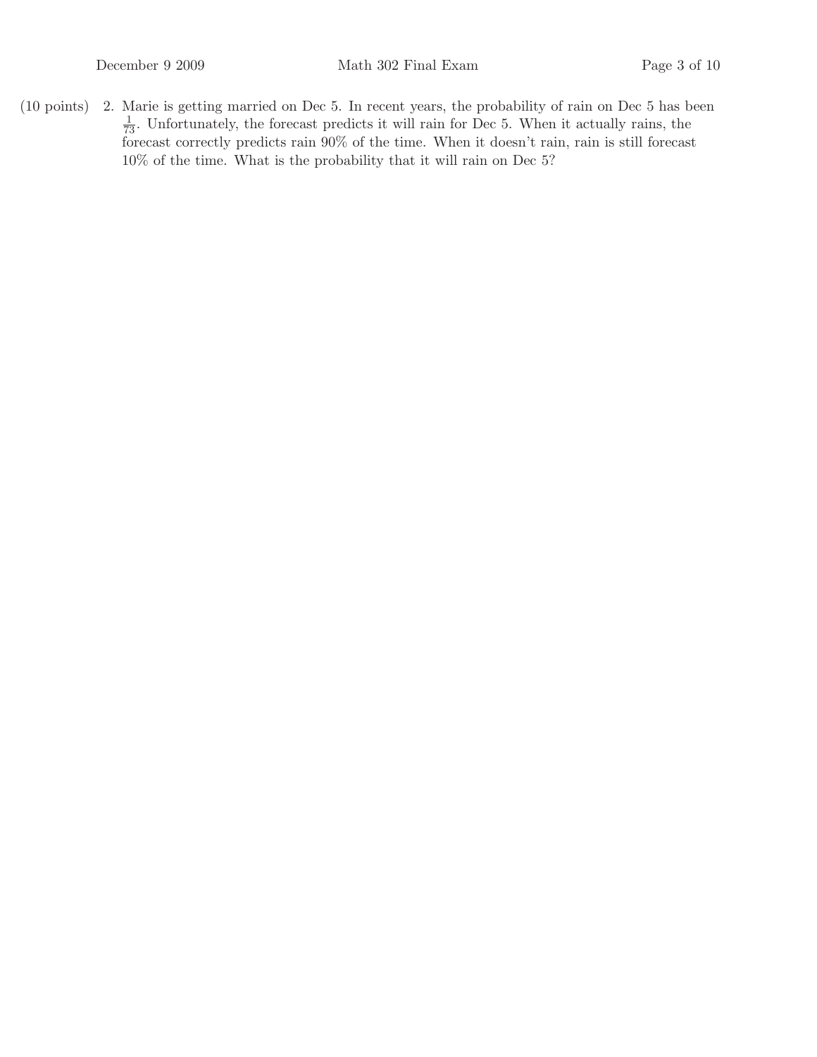(10 points) 2. Marie is getting married on Dec 5. In recent years, the probability of rain on Dec 5 has been $\frac{1}{73}$. Unfortunately, the forecast predicts it will rain for Dec 5. When it actually rains, the forecast correctly predicts rain 90% of the time. When it doesn't rain, rain is still forecast 10% of the time. What is the probability that it will rain on Dec 5?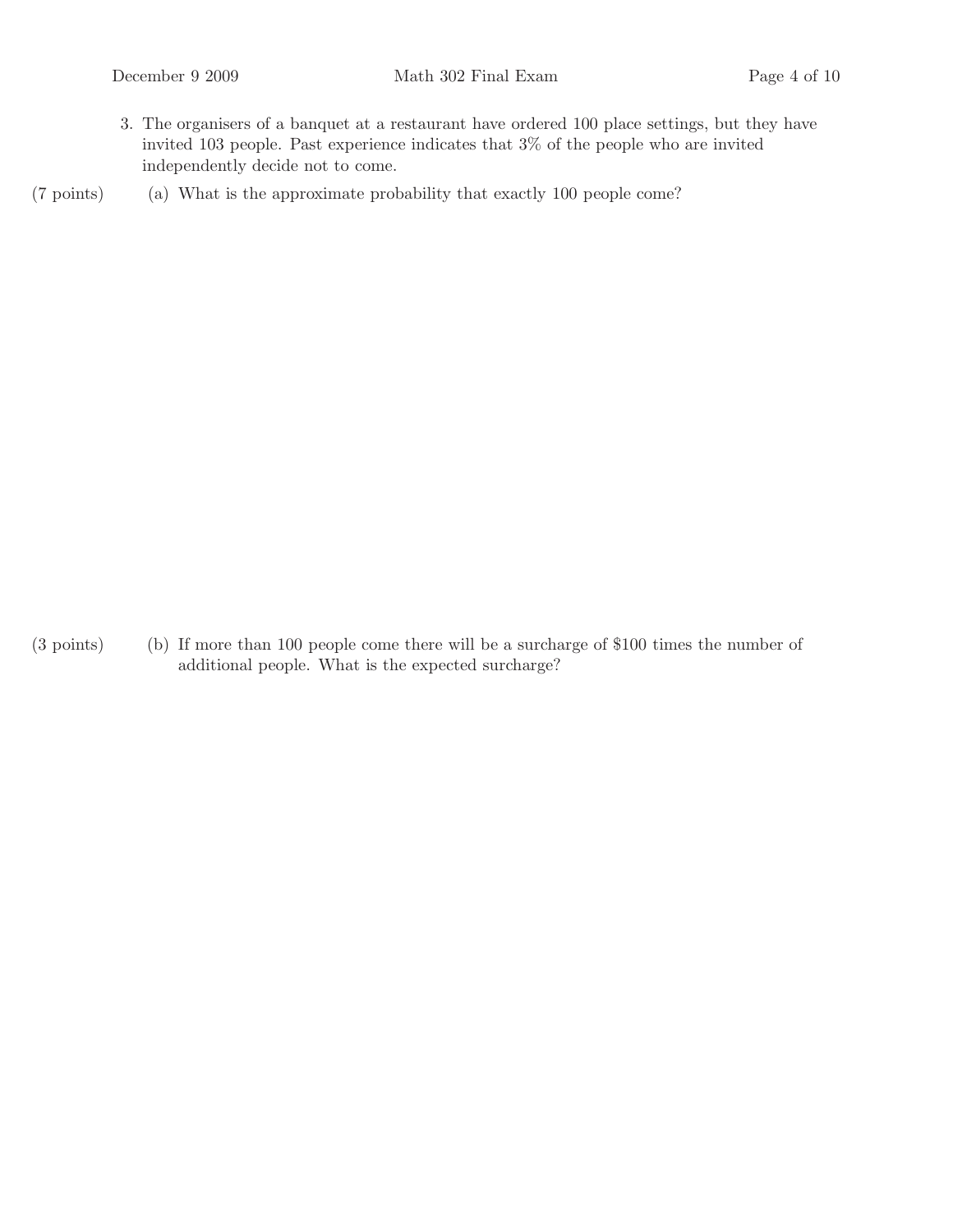3. The organisers of a banquet at a restaurant have ordered 100 place settings, but they have invited 103 people. Past experience indicates that 3% of the people who are invited independently decide not to come.

(7 points) (a) What is the approximate probability that exactly 100 people come?

(3 points) (b) If more than 100 people come there will be a surcharge of \$100 times the number of additional people. What is the expected surcharge?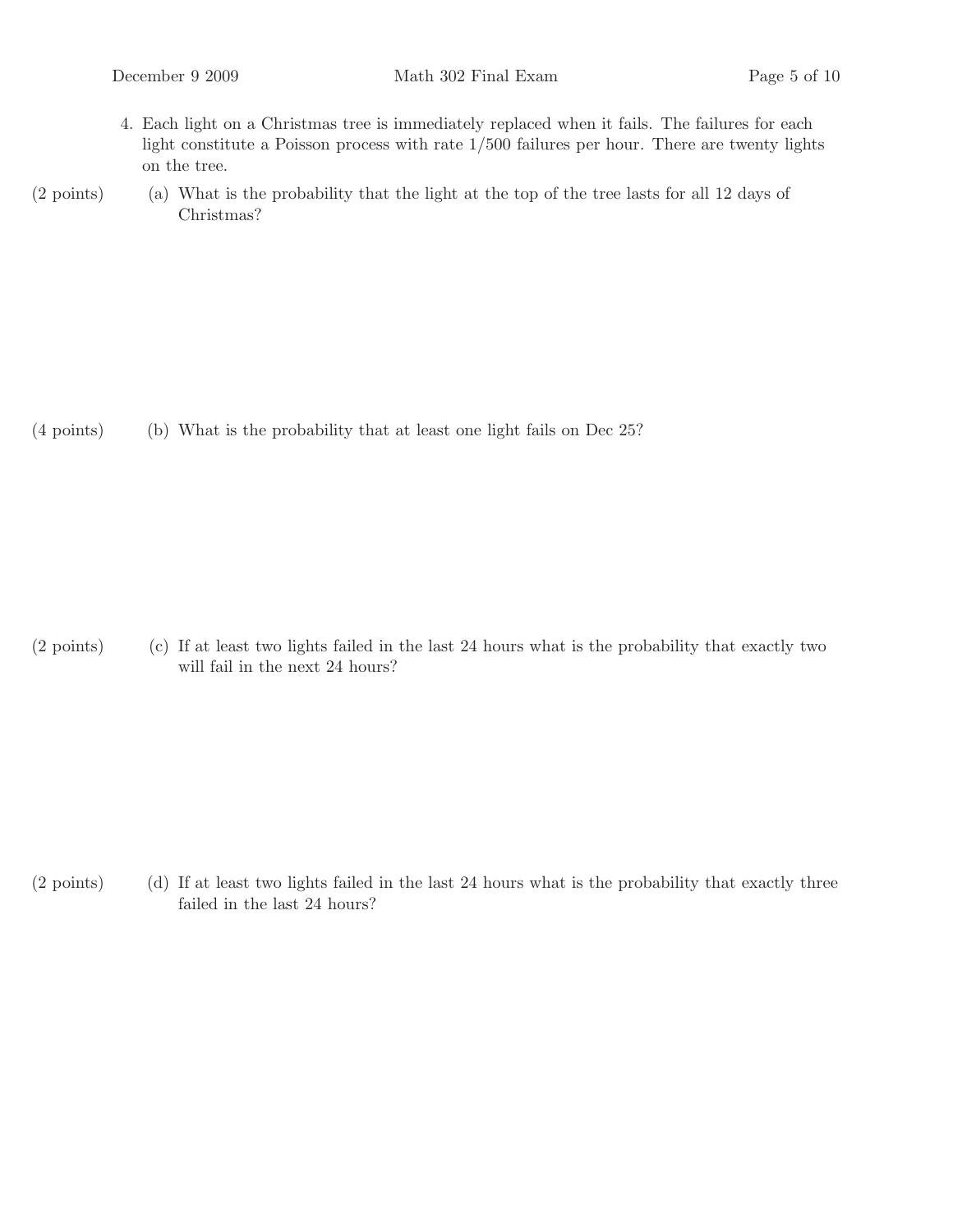4. Each light on a Christmas tree is immediately replaced when it fails. The failures for each light constitute a Poisson process with rate $1/500$ failures per hour. There are twenty lights on the tree.

(2 points) (a) What is the probability that the light at the top of the tree lasts for all 12 days of Christmas?

(4 points) (b) What is the probability that at least one light fails on Dec 25?

(2 points) (c) If at least two lights failed in the last 24 hours what is the probability that exactly two will fail in the next 24 hours?

(2 points) (d) If at least two lights failed in the last 24 hours what is the probability that exactly three failed in the last 24 hours?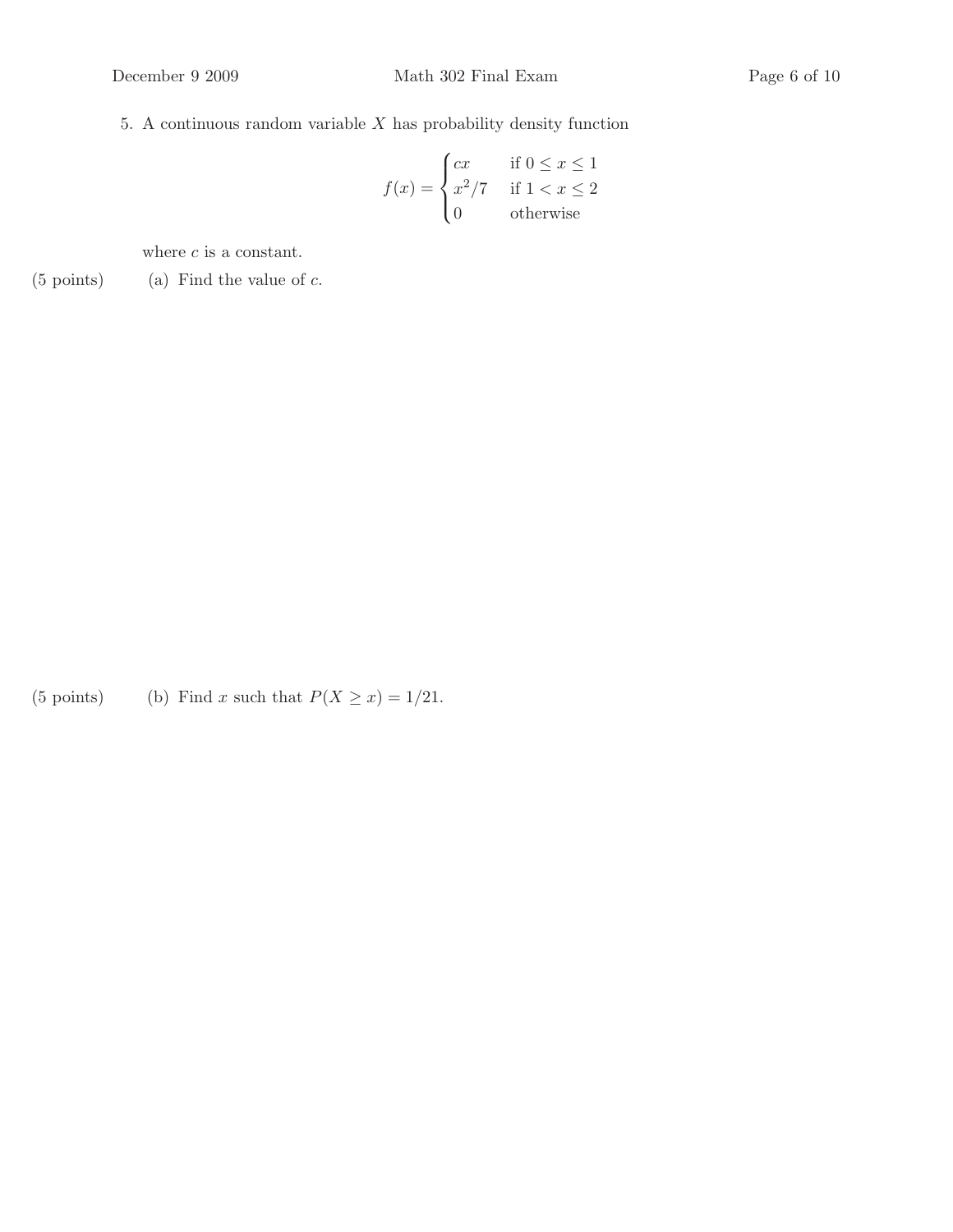5. A continuous random variable $X$ has probability density function

$$f(x) = \begin{cases} cx & \text{if } 0 \leq x \leq 1 \\ x^2/7 & \text{if } 1 < x \leq 2 \\ 0 & \text{otherwise} \end{cases}$$

where $c$ is a constant.

(5 points) (a) Find the value of $c$.

(5 points) (b) Find $x$ such that $P(X \geq x) = 1/21$.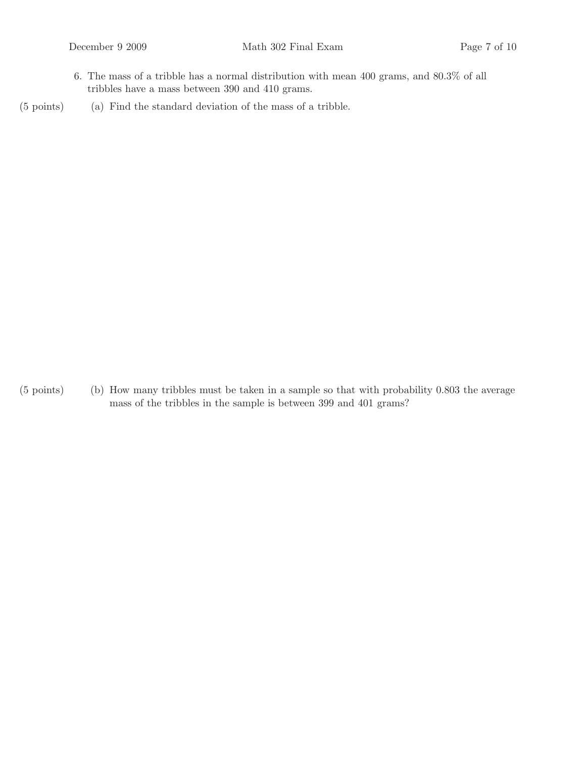6. The mass of a tribble has a normal distribution with mean 400 grams, and 80.3% of all tribbles have a mass between 390 and 410 grams.

(5 points) (a) Find the standard deviation of the mass of a tribble.

(5 points) (b) How many tribbles must be taken in a sample so that with probability 0.803 the average mass of the tribbles in the sample is between 399 and 401 grams?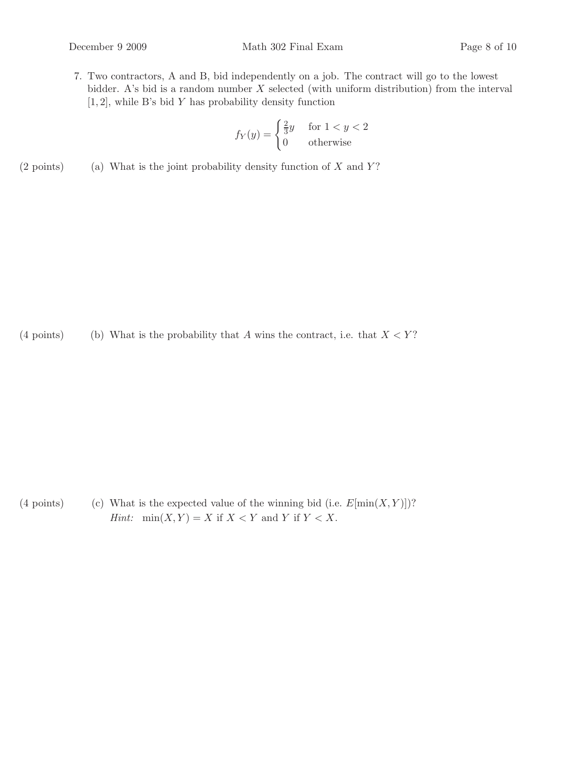7. Two contractors, A and B, bid independently on a job. The contract will go to the lowest bidder. A's bid is a random number $X$ selected (with uniform distribution) from the interval $[1, 2]$, while B's bid $Y$ has probability density function

$$f_Y(y) = \begin{cases} \frac{2}{3}y & \text{for } 1 < y < 2 \\ 0 & \text{otherwise} \end{cases}$$

(2 points) (a) What is the joint probability density function of $X$ and $Y$?

(4 points) (b) What is the probability that $A$ wins the contract, i.e. that $X < Y$?

(4 points) (c) What is the expected value of the winning bid (i.e. $E[\min(X, Y)]$)?
*Hint:* $\min(X, Y) = X$ if $X < Y$ and $Y$ if $Y < X$.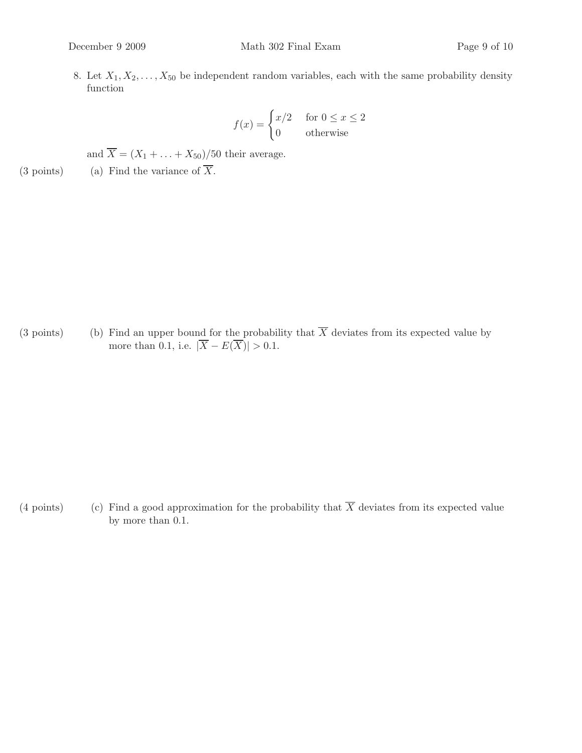8. Let $X_1, X_2, \ldots, X_{50}$ be independent random variables, each with the same probability density function

$$f(x) = \begin{cases} x/2 & \text{for } 0 \le x \le 2 \\ 0 & \text{otherwise} \end{cases}$$

and $\overline{X} = (X_1 + \ldots + X_{50})/50$ their average.

(3 points) (a) Find the variance of $\overline{X}$.

(3 points) (b) Find an upper bound for the probability that $\overline{X}$ deviates from its expected value by more than 0.1, i.e. $|\overline{X} - E(\overline{X})| > 0.1$.

(4 points) (c) Find a good approximation for the probability that $\overline{X}$ deviates from its expected value by more than 0.1.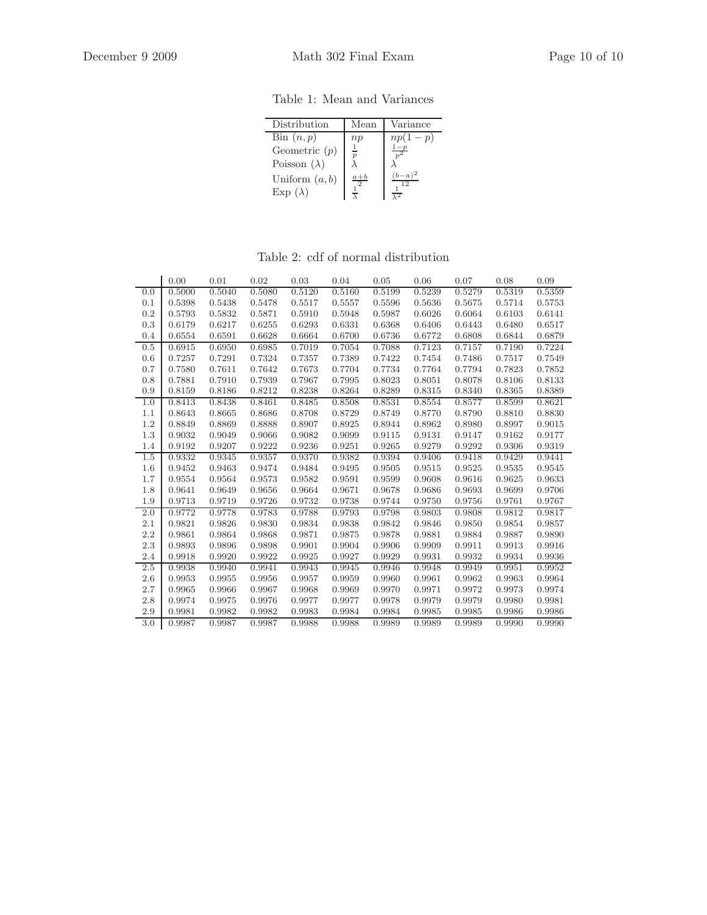Table 1: Mean and Variances

| Distribution | Mean | Variance |
|---|---|---|
| Bin $(n, p)$ | $np$ | $np(1-p)$ |
| Geometric $(p)$ | $\frac{1}{p}$ | $\frac{1-p}{p^2}$ |
| Poisson $(\lambda)$ | $\lambda$ | $\lambda$ |
| Uniform $(a, b)$ | $\frac{a+b}{2}$ | $\frac{(b-a)^2}{12}$ |
| Exp $(\lambda)$ | $\frac{1}{\lambda}$ | $\frac{1}{\lambda^2}$ |

Table 2: cdf of normal distribution

| | 0.00 | 0.01 | 0.02 | 0.03 | 0.04 | 0.05 | 0.06 | 0.07 | 0.08 | 0.09 |
|---|---|---|---|---|---|---|---|---|---|---|
| 0.0 | 0.5000 | 0.5040 | 0.5080 | 0.5120 | 0.5160 | 0.5199 | 0.5239 | 0.5279 | 0.5319 | 0.5359 |
| 0.1 | 0.5398 | 0.5438 | 0.5478 | 0.5517 | 0.5557 | 0.5596 | 0.5636 | 0.5675 | 0.5714 | 0.5753 |
| 0.2 | 0.5793 | 0.5832 | 0.5871 | 0.5910 | 0.5948 | 0.5987 | 0.6026 | 0.6064 | 0.6103 | 0.6141 |
| 0.3 | 0.6179 | 0.6217 | 0.6255 | 0.6293 | 0.6331 | 0.6368 | 0.6406 | 0.6443 | 0.6480 | 0.6517 |
| 0.4 | 0.6554 | 0.6591 | 0.6628 | 0.6664 | 0.6700 | 0.6736 | 0.6772 | 0.6808 | 0.6844 | 0.6879 |
| 0.5 | 0.6915 | 0.6950 | 0.6985 | 0.7019 | 0.7054 | 0.7088 | 0.7123 | 0.7157 | 0.7190 | 0.7224 |
| 0.6 | 0.7257 | 0.7291 | 0.7324 | 0.7357 | 0.7389 | 0.7422 | 0.7454 | 0.7486 | 0.7517 | 0.7549 |
| 0.7 | 0.7580 | 0.7611 | 0.7642 | 0.7673 | 0.7704 | 0.7734 | 0.7764 | 0.7794 | 0.7823 | 0.7852 |
| 0.8 | 0.7881 | 0.7910 | 0.7939 | 0.7967 | 0.7995 | 0.8023 | 0.8051 | 0.8078 | 0.8106 | 0.8133 |
| 0.9 | 0.8159 | 0.8186 | 0.8212 | 0.8238 | 0.8264 | 0.8289 | 0.8315 | 0.8340 | 0.8365 | 0.8389 |
| 1.0 | 0.8413 | 0.8438 | 0.8461 | 0.8485 | 0.8508 | 0.8531 | 0.8554 | 0.8577 | 0.8599 | 0.8621 |
| 1.1 | 0.8643 | 0.8665 | 0.8686 | 0.8708 | 0.8729 | 0.8749 | 0.8770 | 0.8790 | 0.8810 | 0.8830 |
| 1.2 | 0.8849 | 0.8869 | 0.8888 | 0.8907 | 0.8925 | 0.8944 | 0.8962 | 0.8980 | 0.8997 | 0.9015 |
| 1.3 | 0.9032 | 0.9049 | 0.9066 | 0.9082 | 0.9099 | 0.9115 | 0.9131 | 0.9147 | 0.9162 | 0.9177 |
| 1.4 | 0.9192 | 0.9207 | 0.9222 | 0.9236 | 0.9251 | 0.9265 | 0.9279 | 0.9292 | 0.9306 | 0.9319 |
| 1.5 | 0.9332 | 0.9345 | 0.9357 | 0.9370 | 0.9382 | 0.9394 | 0.9406 | 0.9418 | 0.9429 | 0.9441 |
| 1.6 | 0.9452 | 0.9463 | 0.9474 | 0.9484 | 0.9495 | 0.9505 | 0.9515 | 0.9525 | 0.9535 | 0.9545 |
| 1.7 | 0.9554 | 0.9564 | 0.9573 | 0.9582 | 0.9591 | 0.9599 | 0.9608 | 0.9616 | 0.9625 | 0.9633 |
| 1.8 | 0.9641 | 0.9649 | 0.9656 | 0.9664 | 0.9671 | 0.9678 | 0.9686 | 0.9693 | 0.9699 | 0.9706 |
| 1.9 | 0.9713 | 0.9719 | 0.9726 | 0.9732 | 0.9738 | 0.9744 | 0.9750 | 0.9756 | 0.9761 | 0.9767 |
| 2.0 | 0.9772 | 0.9778 | 0.9783 | 0.9788 | 0.9793 | 0.9798 | 0.9803 | 0.9808 | 0.9812 | 0.9817 |
| 2.1 | 0.9821 | 0.9826 | 0.9830 | 0.9834 | 0.9838 | 0.9842 | 0.9846 | 0.9850 | 0.9854 | 0.9857 |
| 2.2 | 0.9861 | 0.9864 | 0.9868 | 0.9871 | 0.9875 | 0.9878 | 0.9881 | 0.9884 | 0.9887 | 0.9890 |
| 2.3 | 0.9893 | 0.9896 | 0.9898 | 0.9901 | 0.9904 | 0.9906 | 0.9909 | 0.9911 | 0.9913 | 0.9916 |
| 2.4 | 0.9918 | 0.9920 | 0.9922 | 0.9925 | 0.9927 | 0.9929 | 0.9931 | 0.9932 | 0.9934 | 0.9936 |
| 2.5 | 0.9938 | 0.9940 | 0.9941 | 0.9943 | 0.9945 | 0.9946 | 0.9948 | 0.9949 | 0.9951 | 0.9952 |
| 2.6 | 0.9953 | 0.9955 | 0.9956 | 0.9957 | 0.9959 | 0.9960 | 0.9961 | 0.9962 | 0.9963 | 0.9964 |
| 2.7 | 0.9965 | 0.9966 | 0.9967 | 0.9968 | 0.9969 | 0.9970 | 0.9971 | 0.9972 | 0.9973 | 0.9974 |
| 2.8 | 0.9974 | 0.9975 | 0.9976 | 0.9977 | 0.9977 | 0.9978 | 0.9979 | 0.9979 | 0.9980 | 0.9981 |
| 2.9 | 0.9981 | 0.9982 | 0.9982 | 0.9983 | 0.9984 | 0.9984 | 0.9985 | 0.9985 | 0.9986 | 0.9986 |
| 3.0 | 0.9987 | 0.9987 | 0.9987 | 0.9988 | 0.9988 | 0.9989 | 0.9989 | 0.9989 | 0.9990 | 0.9990 |